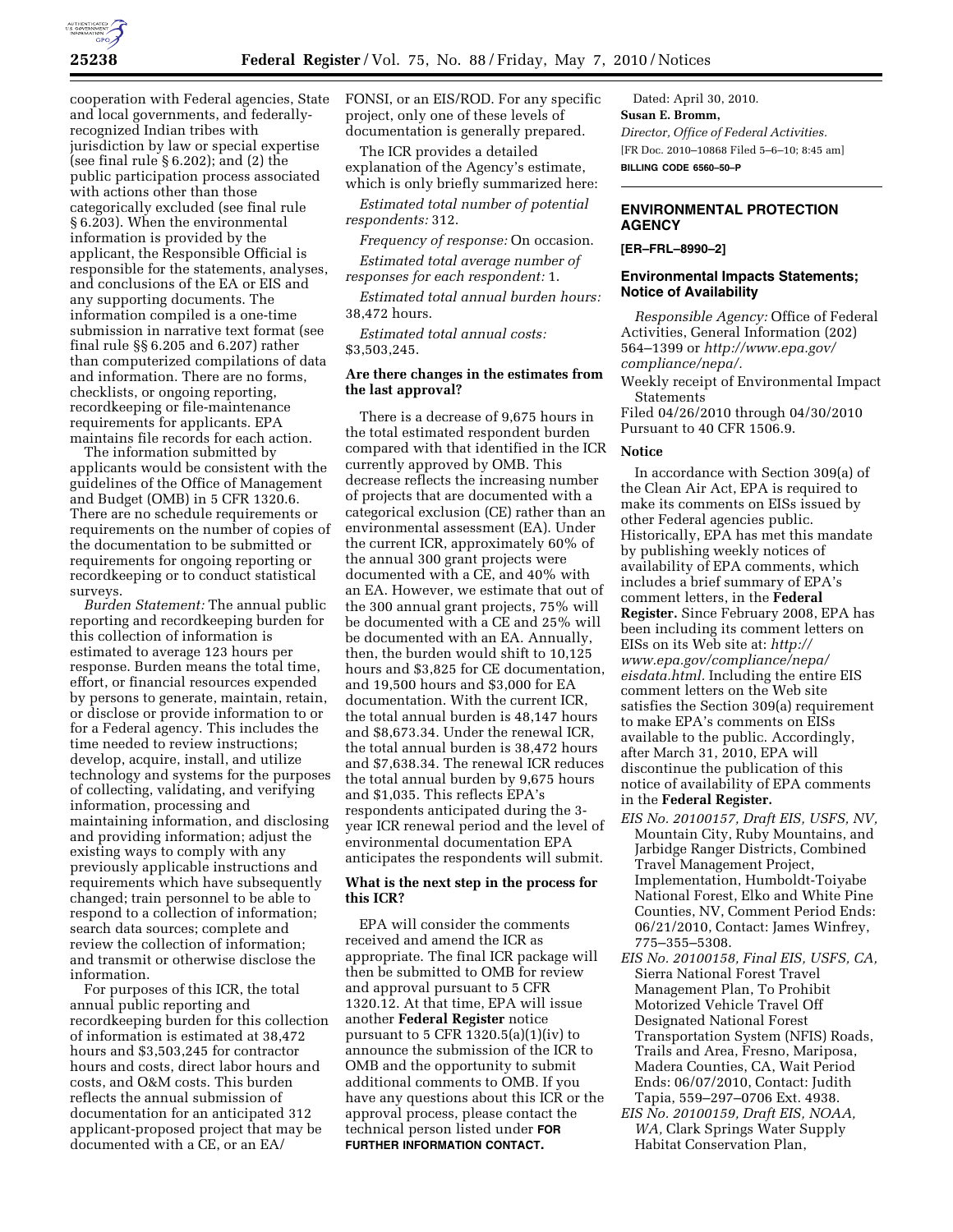cooperation with Federal agencies, State and local governments, and federally-recognized Indian tribes with jurisdiction by law or special expertise (see final rule § 6.202); and (2) the public participation process associated with actions other than those categorically excluded (see final rule § 6.203). When the environmental information is provided by the applicant, the Responsible Official is responsible for the statements, analyses, and conclusions of the EA or EIS and any supporting documents. The information compiled is a one-time submission in narrative text format (see final rule §§ 6.205 and 6.207) rather than computerized compilations of data and information. There are no forms, checklists, or ongoing reporting, recordkeeping or file-maintenance requirements for applicants. EPA maintains file records for each action.

The information submitted by applicants would be consistent with the guidelines of the Office of Management and Budget (OMB) in 5 CFR 1320.6. There are no schedule requirements or requirements on the number of copies of the documentation to be submitted or requirements for ongoing reporting or recordkeeping or to conduct statistical surveys.

*Burden Statement:* The annual public reporting and recordkeeping burden for this collection of information is estimated to average 123 hours per response. Burden means the total time, effort, or financial resources expended by persons to generate, maintain, retain, or disclose or provide information to or for a Federal agency. This includes the time needed to review instructions; develop, acquire, install, and utilize technology and systems for the purposes of collecting, validating, and verifying information, processing and maintaining information, and disclosing and providing information; adjust the existing ways to comply with any previously applicable instructions and requirements which have subsequently changed; train personnel to be able to respond to a collection of information; search data sources; complete and review the collection of information; and transmit or otherwise disclose the information.

For purposes of this ICR, the total annual public reporting and recordkeeping burden for this collection of information is estimated at 38,472 hours and $3,503,245 for contractor hours and costs, direct labor hours and costs, and O&M costs. This burden reflects the annual submission of documentation for an anticipated 312 applicant-proposed project that may be documented with a CE, or an EA/FONSI, or an EIS/ROD. For any specific project, only one of these levels of documentation is generally prepared.

The ICR provides a detailed explanation of the Agency's estimate, which is only briefly summarized here:

*Estimated total number of potential respondents:* 312.

*Frequency of response:* On occasion.

*Estimated total average number of responses for each respondent:* 1.

*Estimated total annual burden hours:* 38,472 hours.

*Estimated total annual costs:* $3,503,245.

### Are there changes in the estimates from the last approval?

There is a decrease of 9,675 hours in the total estimated respondent burden compared with that identified in the ICR currently approved by OMB. This decrease reflects the increasing number of projects that are documented with a categorical exclusion (CE) rather than an environmental assessment (EA). Under the current ICR, approximately 60% of the annual 300 grant projects were documented with a CE, and 40% with an EA. However, we estimate that out of the 300 annual grant projects, 75% will be documented with a CE and 25% will be documented with an EA. Annually, then, the burden would shift to 10,125 hours and $3,825 for CE documentation, and 19,500 hours and $3,000 for EA documentation. With the current ICR, the total annual burden is 48,147 hours and $8,673.34. Under the renewal ICR, the total annual burden is 38,472 hours and $7,638.34. The renewal ICR reduces the total annual burden by 9,675 hours and $1,035. This reflects EPA's respondents anticipated during the 3-year ICR renewal period and the level of environmental documentation EPA anticipates the respondents will submit.

### What is the next step in the process for this ICR?

EPA will consider the comments received and amend the ICR as appropriate. The final ICR package will then be submitted to OMB for review and approval pursuant to 5 CFR 1320.12. At that time, EPA will issue another **Federal Register** notice pursuant to 5 CFR 1320.5(a)(1)(iv) to announce the submission of the ICR to OMB and the opportunity to submit additional comments to OMB. If you have any questions about this ICR or the approval process, please contact the technical person listed under **FOR FURTHER INFORMATION CONTACT.**

Dated: April 30, 2010.

**Susan E. Bromm,**

*Director, Office of Federal Activities.*

[FR Doc. 2010–10868 Filed 5–6–10; 8:45 am]

**BILLING CODE 6560–50–P**

## ENVIRONMENTAL PROTECTION AGENCY

**[ER–FRL–8990–2]**

### Environmental Impacts Statements; Notice of Availability

*Responsible Agency:* Office of Federal Activities, General Information (202) 564–1399 or *http://www.epa.gov/compliance/nepa/.*

Weekly receipt of Environmental Impact Statements

Filed 04/26/2010 through 04/30/2010

Pursuant to 40 CFR 1506.9.

#### Notice

In accordance with Section 309(a) of the Clean Air Act, EPA is required to make its comments on EISs issued by other Federal agencies public. Historically, EPA has met this mandate by publishing weekly notices of availability of EPA comments, which includes a brief summary of EPA's comment letters, in the **Federal Register.** Since February 2008, EPA has been including its comment letters on EISs on its Web site at: *http://www.epa.gov/compliance/nepa/eisdata.html.* Including the entire EIS comment letters on the Web site satisfies the Section 309(a) requirement to make EPA's comments on EISs available to the public. Accordingly, after March 31, 2010, EPA will discontinue the publication of this notice of availability of EPA comments in the **Federal Register.**

*EIS No. 20100157, Draft EIS, USFS, NV,* Mountain City, Ruby Mountains, and Jarbidge Ranger Districts, Combined Travel Management Project, Implementation, Humboldt-Toiyabe National Forest, Elko and White Pine Counties, NV, Comment Period Ends: 06/21/2010, Contact: James Winfrey, 775–355–5308.

*EIS No. 20100158, Final EIS, USFS, CA,* Sierra National Forest Travel Management Plan, To Prohibit Motorized Vehicle Travel Off Designated National Forest Transportation System (NFIS) Roads, Trails and Area, Fresno, Mariposa, Madera Counties, CA, Wait Period Ends: 06/07/2010, Contact: Judith Tapia, 559–297–0706 Ext. 4938.

*EIS No. 20100159, Draft EIS, NOAA, WA,* Clark Springs Water Supply Habitat Conservation Plan,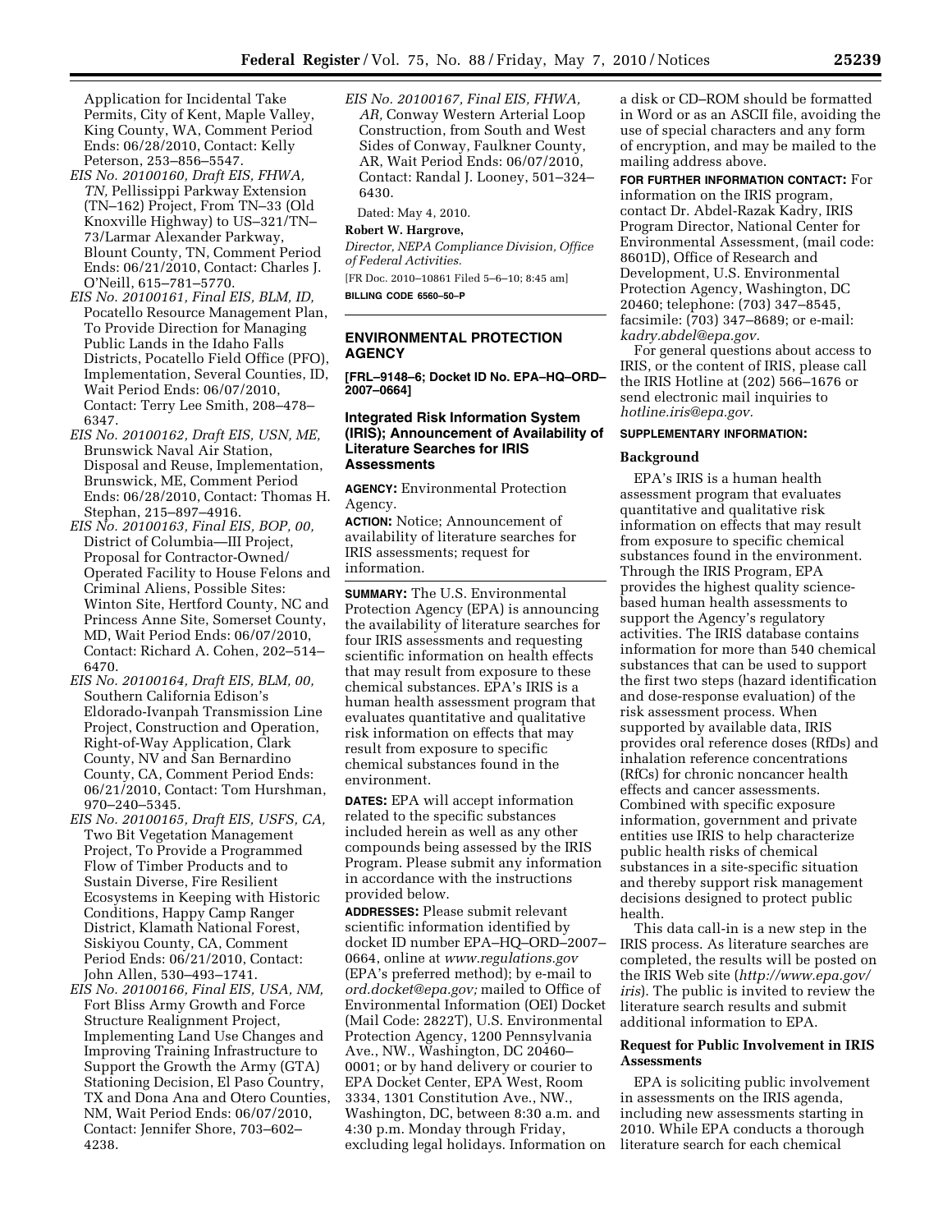Application for Incidental Take Permits, City of Kent, Maple Valley, King County, WA, Comment Period Ends: 06/28/2010, Contact: Kelly Peterson, 253–856–5547.

*EIS No. 20100160, Draft EIS, FHWA, TN,* Pellissippi Parkway Extension (TN–162) Project, From TN–33 (Old Knoxville Highway) to US–321/TN–73/Larmar Alexander Parkway, Blount County, TN, Comment Period Ends: 06/21/2010, Contact: Charles J. O'Neill, 615–781–5770.

*EIS No. 20100161, Final EIS, BLM, ID,* Pocatello Resource Management Plan, To Provide Direction for Managing Public Lands in the Idaho Falls Districts, Pocatello Field Office (PFO), Implementation, Several Counties, ID, Wait Period Ends: 06/07/2010, Contact: Terry Lee Smith, 208–478–6347.

*EIS No. 20100162, Draft EIS, USN, ME,* Brunswick Naval Air Station, Disposal and Reuse, Implementation, Brunswick, ME, Comment Period Ends: 06/28/2010, Contact: Thomas H. Stephan, 215–897–4916.

*EIS No. 20100163, Final EIS, BOP, 00,* District of Columbia—III Project, Proposal for Contractor-Owned/Operated Facility to House Felons and Criminal Aliens, Possible Sites: Winton Site, Hertford County, NC and Princess Anne Site, Somerset County, MD, Wait Period Ends: 06/07/2010, Contact: Richard A. Cohen, 202–514–6470.

*EIS No. 20100164, Draft EIS, BLM, 00,* Southern California Edison's Eldorado-Ivanpah Transmission Line Project, Construction and Operation, Right-of-Way Application, Clark County, NV and San Bernardino County, CA, Comment Period Ends: 06/21/2010, Contact: Tom Hurshman, 970–240–5345.

*EIS No. 20100165, Draft EIS, USFS, CA,* Two Bit Vegetation Management Project, To Provide a Programmed Flow of Timber Products and to Sustain Diverse, Fire Resilient Ecosystems in Keeping with Historic Conditions, Happy Camp Ranger District, Klamath National Forest, Siskiyou County, CA, Comment Period Ends: 06/21/2010, Contact: John Allen, 530–493–1741.

*EIS No. 20100166, Final EIS, USA, NM,* Fort Bliss Army Growth and Force Structure Realignment Project, Implementing Land Use Changes and Improving Training Infrastructure to Support the Growth the Army (GTA) Stationing Decision, El Paso Country, TX and Dona Ana and Otero Counties, NM, Wait Period Ends: 06/07/2010, Contact: Jennifer Shore, 703–602–4238.

*EIS No. 20100167, Final EIS, FHWA, AR,* Conway Western Arterial Loop Construction, from South and West Sides of Conway, Faulkner County, AR, Wait Period Ends: 06/07/2010, Contact: Randal J. Looney, 501–324–6430.

Dated: May 4, 2010.

**Robert W. Hargrove,**

*Director, NEPA Compliance Division, Office of Federal Activities.*

[FR Doc. 2010–10861 Filed 5–6–10; 8:45 am]

**BILLING CODE 6560–50–P**

## ENVIRONMENTAL PROTECTION AGENCY

**[FRL–9148–6; Docket ID No. EPA–HQ–ORD–2007–0664]**

### Integrated Risk Information System (IRIS); Announcement of Availability of Literature Searches for IRIS Assessments

**AGENCY:** Environmental Protection Agency.

**ACTION:** Notice; Announcement of availability of literature searches for IRIS assessments; request for information.

**SUMMARY:** The U.S. Environmental Protection Agency (EPA) is announcing the availability of literature searches for four IRIS assessments and requesting scientific information on health effects that may result from exposure to these chemical substances. EPA's IRIS is a human health assessment program that evaluates quantitative and qualitative risk information on effects that may result from exposure to specific chemical substances found in the environment.

**DATES:** EPA will accept information related to the specific substances included herein as well as any other compounds being assessed by the IRIS Program. Please submit any information in accordance with the instructions provided below.

**ADDRESSES:** Please submit relevant scientific information identified by docket ID number EPA–HQ–ORD–2007–0664, online at *www.regulations.gov* (EPA's preferred method); by e-mail to *ord.docket@epa.gov;* mailed to Office of Environmental Information (OEI) Docket (Mail Code: 2822T), U.S. Environmental Protection Agency, 1200 Pennsylvania Ave., NW., Washington, DC 20460–0001; or by hand delivery or courier to EPA Docket Center, EPA West, Room 3334, 1301 Constitution Ave., NW., Washington, DC, between 8:30 a.m. and 4:30 p.m. Monday through Friday, excluding legal holidays. Information on a disk or CD–ROM should be formatted in Word or as an ASCII file, avoiding the use of special characters and any form of encryption, and may be mailed to the mailing address above.

**FOR FURTHER INFORMATION CONTACT:** For information on the IRIS program, contact Dr. Abdel-Razak Kadry, IRIS Program Director, National Center for Environmental Assessment, (mail code: 8601D), Office of Research and Development, U.S. Environmental Protection Agency, Washington, DC 20460; telephone: (703) 347–8545, facsimile: (703) 347–8689; or e-mail: *kadry.abdel@epa.gov.*

For general questions about access to IRIS, or the content of IRIS, please call the IRIS Hotline at (202) 566–1676 or send electronic mail inquiries to *hotline.iris@epa.gov.*

**SUPPLEMENTARY INFORMATION:**

#### Background

EPA's IRIS is a human health assessment program that evaluates quantitative and qualitative risk information on effects that may result from exposure to specific chemical substances found in the environment. Through the IRIS Program, EPA provides the highest quality science-based human health assessments to support the Agency's regulatory activities. The IRIS database contains information for more than 540 chemical substances that can be used to support the first two steps (hazard identification and dose-response evaluation) of the risk assessment process. When supported by available data, IRIS provides oral reference doses (RfDs) and inhalation reference concentrations (RfCs) for chronic noncancer health effects and cancer assessments. Combined with specific exposure information, government and private entities use IRIS to help characterize public health risks of chemical substances in a site-specific situation and thereby support risk management decisions designed to protect public health.

This data call-in is a new step in the IRIS process. As literature searches are completed, the results will be posted on the IRIS Web site (*http://www.epa.gov/iris*). The public is invited to review the literature search results and submit additional information to EPA.

#### Request for Public Involvement in IRIS Assessments

EPA is soliciting public involvement in assessments on the IRIS agenda, including new assessments starting in 2010. While EPA conducts a thorough literature search for each chemical